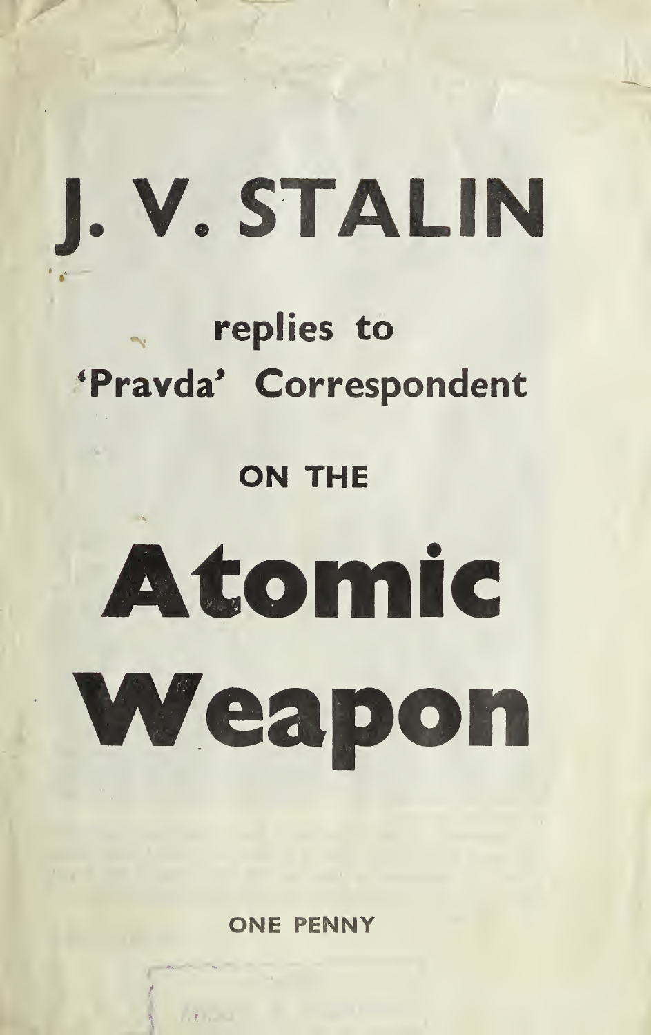# J. V. STALIN

## replies to 'Pravda' Correspondent

## ON THE

# Atomic Weapon

ONE PENNY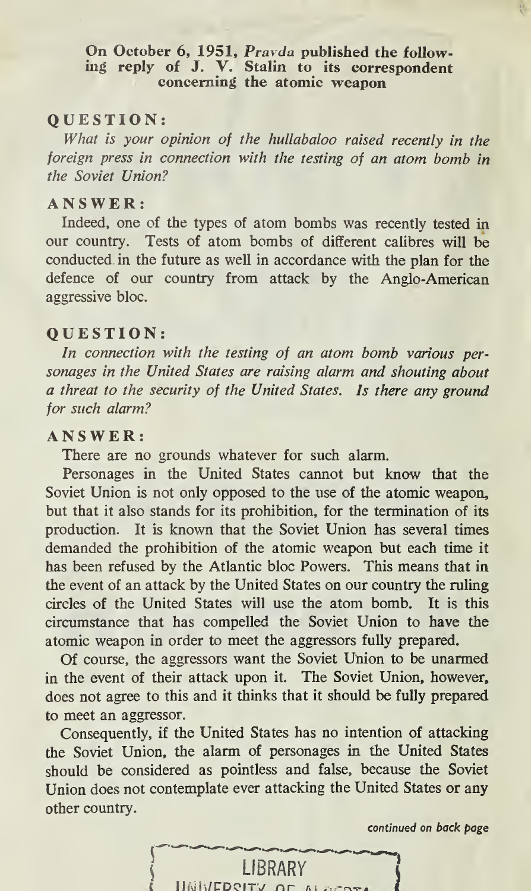**On October 6, 1951, *Pravda* published the following reply of J. V. Stalin to its correspondent concerning the atomic weapon**

**QUESTION:**

*What is your opinion of the hullabaloo raised recently in the foreign press in connection with the testing of an atom bomb in the Soviet Union?*

**ANSWER:**

Indeed, one of the types of atom bombs was recently tested in our country. Tests of atom bombs of different calibres will be conducted in the future as well in accordance with the plan for the defence of our country from attack by the Anglo-American aggressive bloc.

**QUESTION:**

*In connection with the testing of an atom bomb various personages in the United States are raising alarm and shouting about a threat to the security of the United States. Is there any ground for such alarm?*

**ANSWER:**

There are no grounds whatever for such alarm.

Personages in the United States cannot but know that the Soviet Union is not only opposed to the use of the atomic weapon, but that it also stands for its prohibition, for the termination of its production. It is known that the Soviet Union has several times demanded the prohibition of the atomic weapon but each time it has been refused by the Atlantic bloc Powers. This means that in the event of an attack by the United States on our country the ruling circles of the United States will use the atom bomb. It is this circumstance that has compelled the Soviet Union to have the atomic weapon in order to meet the aggressors fully prepared.

Of course, the aggressors want the Soviet Union to be unarmed in the event of their attack upon it. The Soviet Union, however, does not agree to this and it thinks that it should be fully prepared to meet an aggressor.

Consequently, if the United States has no intention of attacking the Soviet Union, the alarm of personages in the United States should be considered as pointless and false, because the Soviet Union does not contemplate ever attacking the United States or any other country.

*continued on back page*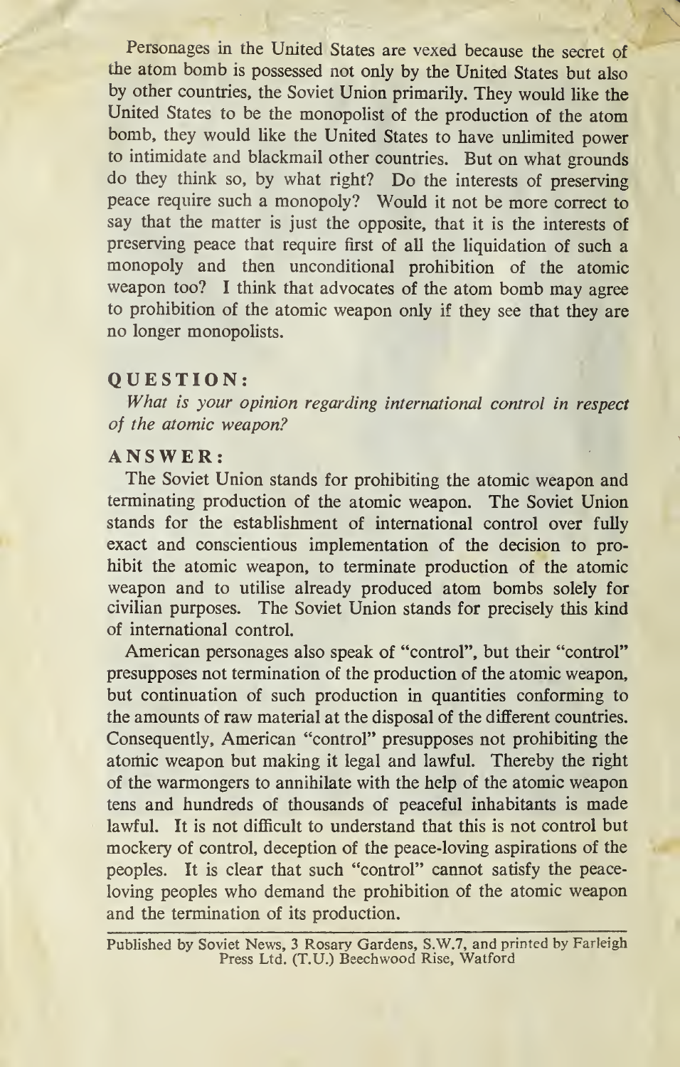Personages in the United States are vexed because the secret of the atom bomb is possessed not only by the United States but also by other countries, the Soviet Union primarily. They would like the United States to be the monopolist of the production of the atom bomb, they would like the United States to have unlimited power to intimidate and blackmail other countries. But on what grounds do they think so, by what right? Do the interests of preserving peace require such a monopoly? Would it not be more correct to say that the matter is just the opposite, that it is the interests of preserving peace that require first of all the liquidation of such a monopoly and then unconditional prohibition of the atomic weapon too? I think that advocates of the atom bomb may agree to prohibition of the atomic weapon only if they see that they are no longer monopolists.

**QUESTION:**

*What is your opinion regarding international control in respect of the atomic weapon?*

**ANSWER:**

The Soviet Union stands for prohibiting the atomic weapon and terminating production of the atomic weapon. The Soviet Union stands for the establishment of international control over fully exact and conscientious implementation of the decision to prohibit the atomic weapon, to terminate production of the atomic weapon and to utilise already produced atom bombs solely for civilian purposes. The Soviet Union stands for precisely this kind of international control.

American personages also speak of "control", but their "control" presupposes not termination of the production of the atomic weapon, but continuation of such production in quantities conforming to the amounts of raw material at the disposal of the different countries. Consequently, American "control" presupposes not prohibiting the atomic weapon but making it legal and lawful. Thereby the right of the warmongers to annihilate with the help of the atomic weapon tens and hundreds of thousands of peaceful inhabitants is made lawful. It is not difficult to understand that this is not control but mockery of control, deception of the peace-loving aspirations of the peoples. It is clear that such "control" cannot satisfy the peace-loving peoples who demand the prohibition of the atomic weapon and the termination of its production.

---

Published by Soviet News, 3 Rosary Gardens, S.W.7, and printed by Farleigh Press Ltd. (T.U.) Beechwood Rise, Watford